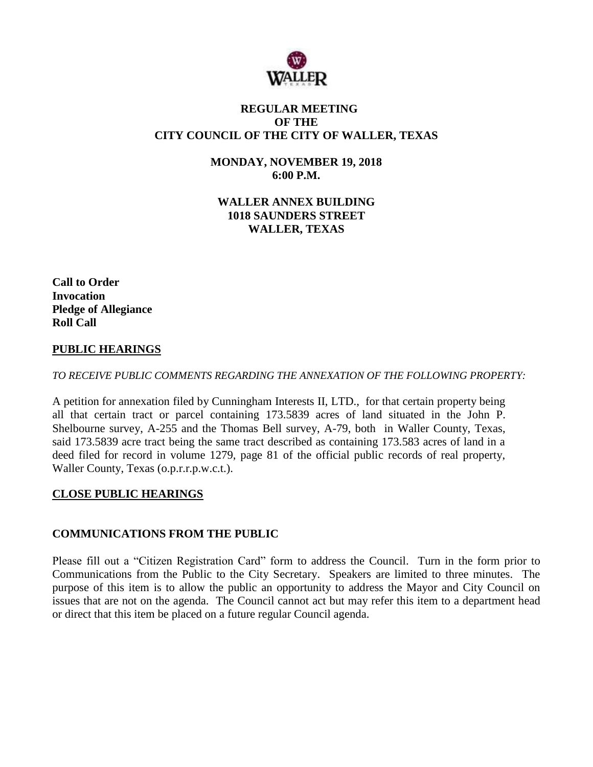# REGULAR MEETING
# OF THE
# CITY COUNCIL OF THE CITY OF WALLER, TEXAS

**MONDAY, NOVEMBER 19, 2018**
**6:00 P.M.**

**WALLER ANNEX BUILDING**
**1018 SAUNDERS STREET**
**WALLER, TEXAS**

**Call to Order**
**Invocation**
**Pledge of Allegiance**
**Roll Call**

## PUBLIC HEARINGS

*TO RECEIVE PUBLIC COMMENTS REGARDING THE ANNEXATION OF THE FOLLOWING PROPERTY:*

A petition for annexation filed by Cunningham Interests II, LTD., for that certain property being all that certain tract or parcel containing 173.5839 acres of land situated in the John P. Shelbourne survey, A-255 and the Thomas Bell survey, A-79, both in Waller County, Texas, said 173.5839 acre tract being the same tract described as containing 173.583 acres of land in a deed filed for record in volume 1279, page 81 of the official public records of real property, Waller County, Texas (o.p.r.r.p.w.c.t.).

## CLOSE PUBLIC HEARINGS

## COMMUNICATIONS FROM THE PUBLIC

Please fill out a "Citizen Registration Card" form to address the Council. Turn in the form prior to Communications from the Public to the City Secretary. Speakers are limited to three minutes. The purpose of this item is to allow the public an opportunity to address the Mayor and City Council on issues that are not on the agenda. The Council cannot act but may refer this item to a department head or direct that this item be placed on a future regular Council agenda.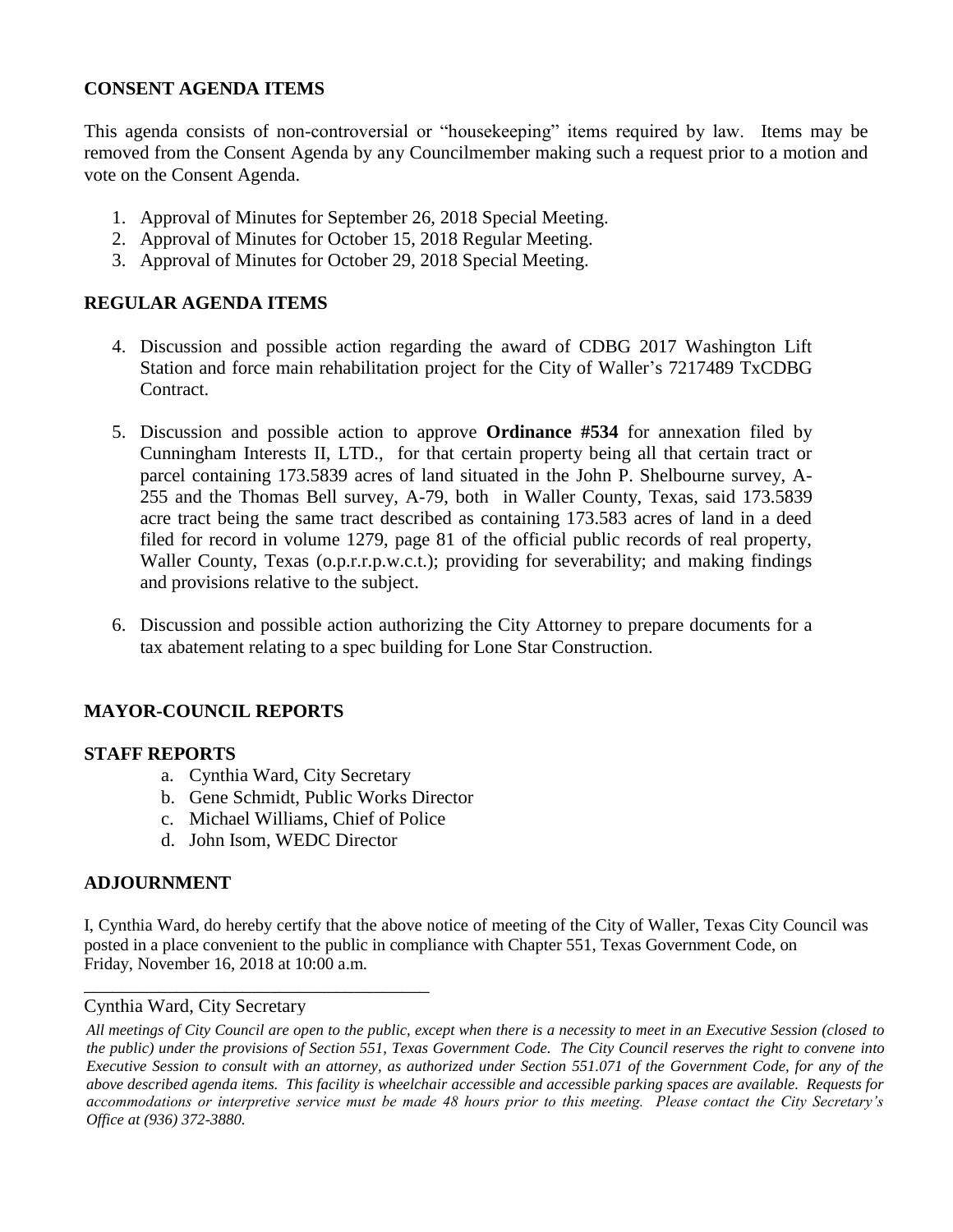## CONSENT AGENDA ITEMS

This agenda consists of non-controversial or "housekeeping" items required by law. Items may be removed from the Consent Agenda by any Councilmember making such a request prior to a motion and vote on the Consent Agenda.

1. Approval of Minutes for September 26, 2018 Special Meeting.
2. Approval of Minutes for October 15, 2018 Regular Meeting.
3. Approval of Minutes for October 29, 2018 Special Meeting.

## REGULAR AGENDA ITEMS

4. Discussion and possible action regarding the award of CDBG 2017 Washington Lift Station and force main rehabilitation project for the City of Waller's 7217489 TxCDBG Contract.

5. Discussion and possible action to approve **Ordinance #534** for annexation filed by Cunningham Interests II, LTD., for that certain property being all that certain tract or parcel containing 173.5839 acres of land situated in the John P. Shelbourne survey, A-255 and the Thomas Bell survey, A-79, both in Waller County, Texas, said 173.5839 acre tract being the same tract described as containing 173.583 acres of land in a deed filed for record in volume 1279, page 81 of the official public records of real property, Waller County, Texas (o.p.r.r.p.w.c.t.); providing for severability; and making findings and provisions relative to the subject.

6. Discussion and possible action authorizing the City Attorney to prepare documents for a tax abatement relating to a spec building for Lone Star Construction.

## MAYOR-COUNCIL REPORTS

## STAFF REPORTS

a. Cynthia Ward, City Secretary
b. Gene Schmidt, Public Works Director
c. Michael Williams, Chief of Police
d. John Isom, WEDC Director

## ADJOURNMENT

I, Cynthia Ward, do hereby certify that the above notice of meeting of the City of Waller, Texas City Council was posted in a place convenient to the public in compliance with Chapter 551, Texas Government Code, on Friday, November 16, 2018 at 10:00 a.m.

\_\_\_\_\_\_\_\_\_\_\_\_\_\_\_\_\_\_\_\_\_\_\_\_\_\_\_\_\_\_\_\_\_\_\_\_\_\_\_\_

Cynthia Ward, City Secretary

*All meetings of City Council are open to the public, except when there is a necessity to meet in an Executive Session (closed to the public) under the provisions of Section 551, Texas Government Code. The City Council reserves the right to convene into Executive Session to consult with an attorney, as authorized under Section 551.071 of the Government Code, for any of the above described agenda items. This facility is wheelchair accessible and accessible parking spaces are available. Requests for accommodations or interpretive service must be made 48 hours prior to this meeting. Please contact the City Secretary's Office at (936) 372-3880.*